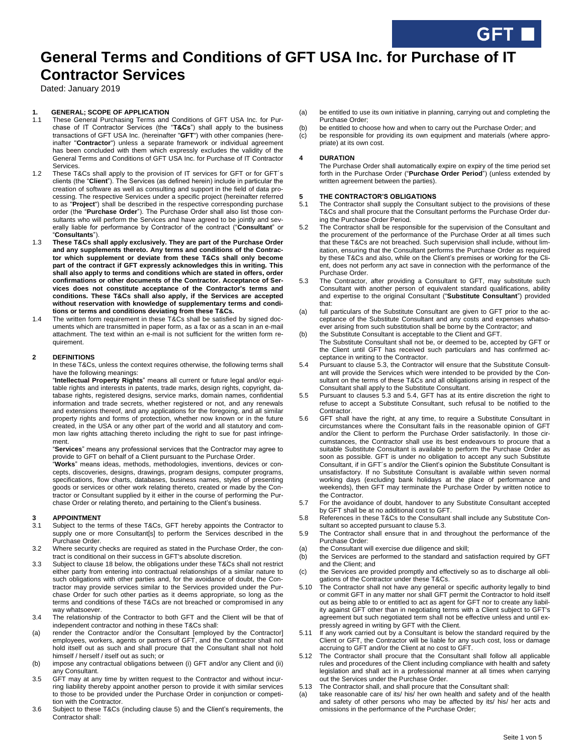# General Terms and Conditions of GFT USA Inc. for Purchase of IT Contractor Services

Dated: January 2019

**1. GENERAL; SCOPE OF APPLICATION**

1.1 These General Purchasing Terms and Conditions of GFT USA Inc. for Purchase of IT Contractor Services (the "**T&Cs**") shall apply to the business transactions of GFT USA Inc. (hereinafter "**GFT**") with other companies (hereinafter "**Contractor**") unless a separate framework or individual agreement has been concluded with them which expressly excludes the validity of the General Terms and Conditions of GFT USA Inc. for Purchase of IT Contractor Services.

1.2 These T&Cs shall apply to the provision of IT services for GFT or for GFT´s clients (the "**Client**"). The Services (as defined herein) include in particular the creation of software as well as consulting and support in the field of data processing. The respective Services under a specific project (hereinafter referred to as "**Project**") shall be described in the respective corresponding purchase order (the "**Purchase Order**"). The Purchase Order shall also list those consultants who will perform the Services and have agreed to be jointly and severally liable for performance by Contractor of the contract ("**Consultant**" or "**Consultants**").

1.3 **These T&Cs shall apply exclusively. They are part of the Purchase Order and any supplements thereto. Any terms and conditions of the Contractor which supplement or deviate from these T&Cs shall only become part of the contract if GFT expressly acknowledges this in writing. This shall also apply to terms and conditions which are stated in offers, order confirmations or other documents of the Contractor. Acceptance of Services does not constitute acceptance of the Contractor's terms and conditions. These T&Cs shall also apply, if the Services are accepted without reservation with knowledge of supplementary terms and conditions or terms and conditions deviating from these T&Cs.**

1.4 The written form requirement in these T&Cs shall be satisfied by signed documents which are transmitted in paper form, as a fax or as a scan in an e-mail attachment. The text within an e-mail is not sufficient for the written form requirement.

**2 DEFINITIONS**

In these T&Cs, unless the context requires otherwise, the following terms shall have the following meanings:

"**Intellectual Property Rights**" means all current or future legal and/or equitable rights and interests in patents, trade marks, design rights, copyright, database rights, registered designs, service marks, domain names, confidential information and trade secrets, whether registered or not, and any renewals and extensions thereof, and any applications for the foregoing, and all similar property rights and forms of protection, whether now known or in the future created, in the USA or any other part of the world and all statutory and common law rights attaching thereto including the right to sue for past infringement.

"**Services**" means any professional services that the Contractor may agree to provide to GFT on behalf of a Client pursuant to the Purchase Order.

"**Works**" means ideas, methods, methodologies, inventions, devices or concepts, discoveries, designs, drawings, program designs, computer programs, specifications, flow charts, databases, business names, styles of presenting goods or services or other work relating thereto, created or made by the Contractor or Consultant supplied by it either in the course of performing the Purchase Order or relating thereto, and pertaining to the Client's business.

**3 APPOINTMENT**

3.1 Subject to the terms of these T&Cs, GFT hereby appoints the Contractor to supply one or more Consultant[s] to perform the Services described in the Purchase Order.

3.2 Where security checks are required as stated in the Purchase Order, the contract is conditional on their success in GFT's absolute discretion.

3.3 Subject to clause 18 below, the obligations under these T&Cs shall not restrict either party from entering into contractual relationships of a similar nature to such obligations with other parties and, for the avoidance of doubt, the Contractor may provide services similar to the Services provided under the Purchase Order for such other parties as it deems appropriate, so long as the terms and conditions of these T&Cs are not breached or compromised in any way whatsoever.

3.4 The relationship of the Contractor to both GFT and the Client will be that of independent contractor and nothing in these T&Cs shall:

(a) render the Contractor and/or the Consultant [employed by the Contractor] employees, workers, agents or partners of GFT, and the Contractor shall not hold itself out as such and shall procure that the Consultant shall not hold himself / herself / itself out as such; or

(b) impose any contractual obligations between (i) GFT and/or any Client and (ii) any Consultant.

3.5 GFT may at any time by written request to the Contractor and without incurring liability thereby appoint another person to provide it with similar services to those to be provided under the Purchase Order in conjunction or competition with the Contractor.

3.6 Subject to these T&Cs (including clause 5) and the Client's requirements, the Contractor shall:

(a) be entitled to use its own initiative in planning, carrying out and completing the Purchase Order;

(b) be entitled to choose how and when to carry out the Purchase Order; and

(c) be responsible for providing its own equipment and materials (where appropriate) at its own cost.

**4 DURATION**

The Purchase Order shall automatically expire on expiry of the time period set forth in the Purchase Order ("**Purchase Order Period**") (unless extended by written agreement between the parties).

**5 THE CONTRACTOR'S OBLIGATIONS**

5.1 The Contractor shall supply the Consultant subject to the provisions of these T&Cs and shall procure that the Consultant performs the Purchase Order during the Purchase Order Period.

5.2 The Contractor shall be responsible for the supervision of the Consultant and the procurement of the performance of the Purchase Order at all times such that these T&Cs are not breached. Such supervision shall include, without limitation, ensuring that the Consultant performs the Purchase Order as required by these T&Cs and also, while on the Client's premises or working for the Client, does not perform any act save in connection with the performance of the Purchase Order.

5.3 The Contractor, after providing a Consultant to GFT, may substitute such Consultant with another person of equivalent standard qualifications, ability and expertise to the original Consultant ("**Substitute Consultant**") provided that:

(a) full particulars of the Substitute Consultant are given to GFT prior to the acceptance of the Substitute Consultant and any costs and expenses whatsoever arising from such substitution shall be borne by the Contractor; and

(b) the Substitute Consultant is acceptable to the Client and GFT.

The Substitute Consultant shall not be, or deemed to be, accepted by GFT or the Client until GFT has received such particulars and has confirmed acceptance in writing to the Contractor.

5.4 Pursuant to clause 5.3, the Contractor will ensure that the Substitute Consultant will provide the Services which were intended to be provided by the Consultant on the terms of these T&Cs and all obligations arising in respect of the Consultant shall apply to the Substitute Consultant.

5.5 Pursuant to clauses 5.3 and 5.4, GFT has at its entire discretion the right to refuse to accept a Substitute Consultant, such refusal to be notified to the Contractor.

5.6 GFT shall have the right, at any time, to require a Substitute Consultant in circumstances where the Consultant fails in the reasonable opinion of GFT and/or the Client to perform the Purchase Order satisfactorily. In those circumstances, the Contractor shall use its best endeavours to procure that a suitable Substitute Consultant is available to perform the Purchase Order as soon as possible. GFT is under no obligation to accept any such Substitute Consultant, if in GFT´s and/or the Client's opinion the Substitute Consultant is unsatisfactory. If no Substitute Consultant is available within seven normal working days (excluding bank holidays at the place of performance and weekends), then GFT may terminate the Purchase Order by written notice to the Contractor.

5.7 For the avoidance of doubt, handover to any Substitute Consultant accepted by GFT shall be at no additional cost to GFT.

5.8 References in these T&Cs to the Consultant shall include any Substitute Consultant so accepted pursuant to clause 5.3.

5.9 The Contractor shall ensure that in and throughout the performance of the Purchase Order:

(a) the Consultant will exercise due diligence and skill;

(b) the Services are performed to the standard and satisfaction required by GFT and the Client; and

(c) the Services are provided promptly and effectively so as to discharge all obligations of the Contractor under these T&Cs.

5.10 The Contractor shall not have any general or specific authority legally to bind or commit GFT in any matter nor shall GFT permit the Contractor to hold itself out as being able or entitled to act as agent for GFT nor to create any liability against GFT other than in negotiating terms with a Client subject to GFT's agreement but such negotiated term shall not be effective unless and until expressly agreed in writing by GFT with the Client.

5.11 If any work carried out by a Consultant is below the standard required by the Client or GFT, the Contractor will be liable for any such cost, loss or damage accruing to GFT and/or the Client at no cost to GFT.

5.12 The Contractor shall procure that the Consultant shall follow all applicable rules and procedures of the Client including compliance with health and safety legislation and shall act in a professional manner at all times when carrying out the Services under the Purchase Order.

5.13 The Contractor shall, and shall procure that the Consultant shall:

(a) take reasonable care of its/ his/ her own health and safety and of the health and safety of other persons who may be affected by its/ his/ her acts and omissions in the performance of the Purchase Order;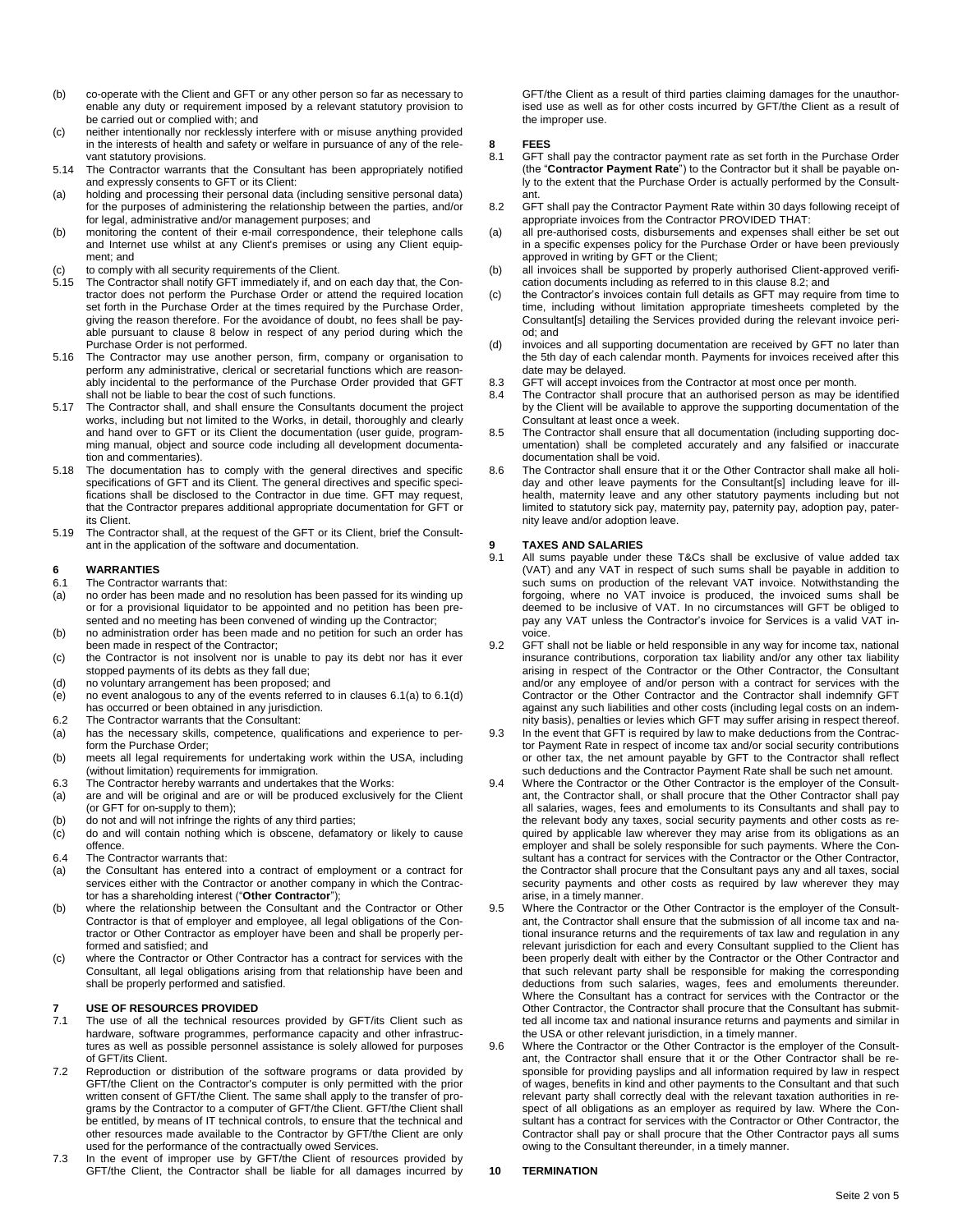(b) co-operate with the Client and GFT or any other person so far as necessary to enable any duty or requirement imposed by a relevant statutory provision to be carried out or complied with; and

(c) neither intentionally nor recklessly interfere with or misuse anything provided in the interests of health and safety or welfare in pursuance of any of the relevant statutory provisions.

5.14 The Contractor warrants that the Consultant has been appropriately notified and expressly consents to GFT or its Client:

(a) holding and processing their personal data (including sensitive personal data) for the purposes of administering the relationship between the parties, and/or for legal, administrative and/or management purposes; and

(b) monitoring the content of their e-mail correspondence, their telephone calls and Internet use whilst at any Client's premises or using any Client equipment; and

(c) to comply with all security requirements of the Client.

5.15 The Contractor shall notify GFT immediately if, and on each day that, the Contractor does not perform the Purchase Order or attend the required location set forth in the Purchase Order at the times required by the Purchase Order, giving the reason therefore. For the avoidance of doubt, no fees shall be payable pursuant to clause 8 below in respect of any period during which the Purchase Order is not performed.

5.16 The Contractor may use another person, firm, company or organisation to perform any administrative, clerical or secretarial functions which are reasonably incidental to the performance of the Purchase Order provided that GFT shall not be liable to bear the cost of such functions.

5.17 The Contractor shall, and shall ensure the Consultants document the project works, including but not limited to the Works, in detail, thoroughly and clearly and hand over to GFT or its Client the documentation (user guide, programming manual, object and source code including all development documentation and commentaries).

5.18 The documentation has to comply with the general directives and specific specifications of GFT and its Client. The general directives and specific specifications shall be disclosed to the Contractor in due time. GFT may request, that the Contractor prepares additional appropriate documentation for GFT or its Client.

5.19 The Contractor shall, at the request of the GFT or its Client, brief the Consultant in the application of the software and documentation.

## 6 WARRANTIES

6.1 The Contractor warrants that:

(a) no order has been made and no resolution has been passed for its winding up or for a provisional liquidator to be appointed and no petition has been presented and no meeting has been convened of winding up the Contractor;

(b) no administration order has been made and no petition for such an order has been made in respect of the Contractor;

(c) the Contractor is not insolvent nor is unable to pay its debt nor has it ever stopped payments of its debts as they fall due;

(d) no voluntary arrangement has been proposed; and

(e) no event analogous to any of the events referred to in clauses 6.1(a) to 6.1(d) has occurred or been obtained in any jurisdiction.

6.2 The Contractor warrants that the Consultant:

(a) has the necessary skills, competence, qualifications and experience to perform the Purchase Order;

(b) meets all legal requirements for undertaking work within the USA, including (without limitation) requirements for immigration.

6.3 The Contractor hereby warrants and undertakes that the Works:

(a) are and will be original and are or will be produced exclusively for the Client (or GFT for on-supply to them);

(b) do not and will not infringe the rights of any third parties;

(c) do and will contain nothing which is obscene, defamatory or likely to cause offence.

6.4 The Contractor warrants that:

(a) the Consultant has entered into a contract of employment or a contract for services either with the Contractor or another company in which the Contractor has a shareholding interest ("**Other Contractor**");

(b) where the relationship between the Consultant and the Contractor or Other Contractor is that of employer and employee, all legal obligations of the Contractor or Other Contractor as employer have been and shall be properly performed and satisfied; and

(c) where the Contractor or Other Contractor has a contract for services with the Consultant, all legal obligations arising from that relationship have been and shall be properly performed and satisfied.

## 7 USE OF RESOURCES PROVIDED

7.1 The use of all the technical resources provided by GFT/its Client such as hardware, software programmes, performance capacity and other infrastructures as well as possible personnel assistance is solely allowed for purposes of GFT/its Client.

7.2 Reproduction or distribution of the software programs or data provided by GFT/the Client on the Contractor's computer is only permitted with the prior written consent of GFT/the Client. The same shall apply to the transfer of programs by the Contractor to a computer of GFT/the Client. GFT/the Client shall be entitled, by means of IT technical controls, to ensure that the technical and other resources made available to the Contractor by GFT/the Client are only used for the performance of the contractually owed Services.

7.3 In the event of improper use by GFT/the Client of resources provided by GFT/the Client, the Contractor shall be liable for all damages incurred by GFT/the Client as a result of third parties claiming damages for the unauthorised use as well as for other costs incurred by GFT/the Client as a result of the improper use.

## 8 FEES

8.1 GFT shall pay the contractor payment rate as set forth in the Purchase Order (the "**Contractor Payment Rate**") to the Contractor but it shall be payable only to the extent that the Purchase Order is actually performed by the Consultant.

8.2 GFT shall pay the Contractor Payment Rate within 30 days following receipt of appropriate invoices from the Contractor PROVIDED THAT:

(a) all pre-authorised costs, disbursements and expenses shall either be set out in a specific expenses policy for the Purchase Order or have been previously approved in writing by GFT or the Client;

(b) all invoices shall be supported by properly authorised Client-approved verification documents including as referred to in this clause 8.2; and

(c) the Contractor's invoices contain full details as GFT may require from time to time, including without limitation appropriate timesheets completed by the Consultant[s] detailing the Services provided during the relevant invoice period; and

(d) invoices and all supporting documentation are received by GFT no later than the 5th day of each calendar month. Payments for invoices received after this date may be delayed.

8.3 GFT will accept invoices from the Contractor at most once per month.

8.4 The Contractor shall procure that an authorised person as may be identified by the Client will be available to approve the supporting documentation of the Consultant at least once a week.

8.5 The Contractor shall ensure that all documentation (including supporting documentation) shall be completed accurately and any falsified or inaccurate documentation shall be void.

8.6 The Contractor shall ensure that it or the Other Contractor shall make all holiday and other leave payments for the Consultant[s] including leave for ill-health, maternity leave and any other statutory payments including but not limited to statutory sick pay, maternity pay, paternity pay, adoption pay, paternity leave and/or adoption leave.

## 9 TAXES AND SALARIES

9.1 All sums payable under these T&Cs shall be exclusive of value added tax (VAT) and any VAT in respect of such sums shall be payable in addition to such sums on production of the relevant VAT invoice. Notwithstanding the forgoing, where no VAT invoice is produced, the invoiced sums shall be deemed to be inclusive of VAT. In no circumstances will GFT be obliged to pay any VAT unless the Contractor's invoice for Services is a valid VAT invoice.

9.2 GFT shall not be liable or held responsible in any way for income tax, national insurance contributions, corporation tax liability and/or any other tax liability arising in respect of the Contractor or the Other Contractor, the Consultant and/or any employee of and/or person with a contract for services with the Contractor or the Other Contractor and the Contractor shall indemnify GFT against any such liabilities and other costs (including legal costs on an indemnity basis), penalties or levies which GFT may suffer arising in respect thereof.

9.3 In the event that GFT is required by law to make deductions from the Contractor Payment Rate in respect of income tax and/or social security contributions or other tax, the net amount payable by GFT to the Contractor shall reflect such deductions and the Contractor Payment Rate shall be such net amount.

9.4 Where the Contractor or the Other Contractor is the employer of the Consultant, the Contractor shall, or shall procure that the Other Contractor shall pay all salaries, wages, fees and emoluments to its Consultants and shall pay to the relevant body any taxes, social security payments and other costs as required by applicable law wherever they may arise from its obligations as an employer and shall be solely responsible for such payments. Where the Consultant has a contract for services with the Contractor or the Other Contractor, the Contractor shall procure that the Consultant pays any and all taxes, social security payments and other costs as required by law wherever they may arise, in a timely manner.

9.5 Where the Contractor or the Other Contractor is the employer of the Consultant, the Contractor shall ensure that the submission of all income tax and national insurance returns and the requirements of tax law and regulation in any relevant jurisdiction for each and every Consultant supplied to the Client has been properly dealt with either by the Contractor or the Other Contractor and that such relevant party shall be responsible for making the corresponding deductions from such salaries, wages, fees and emoluments thereunder. Where the Consultant has a contract for services with the Contractor or the Other Contractor, the Contractor shall procure that the Consultant has submitted all income tax and national insurance returns and payments and similar in the USA or other relevant jurisdiction, in a timely manner.

9.6 Where the Contractor or the Other Contractor is the employer of the Consultant, the Contractor shall ensure that it or the Other Contractor shall be responsible for providing payslips and all information required by law in respect of wages, benefits in kind and other payments to the Consultant and that such relevant party shall correctly deal with the relevant taxation authorities in respect of all obligations as an employer as required by law. Where the Consultant has a contract for services with the Contractor or Other Contractor, the Contractor shall pay or shall procure that the Other Contractor pays all sums owing to the Consultant thereunder, in a timely manner.

## 10 TERMINATION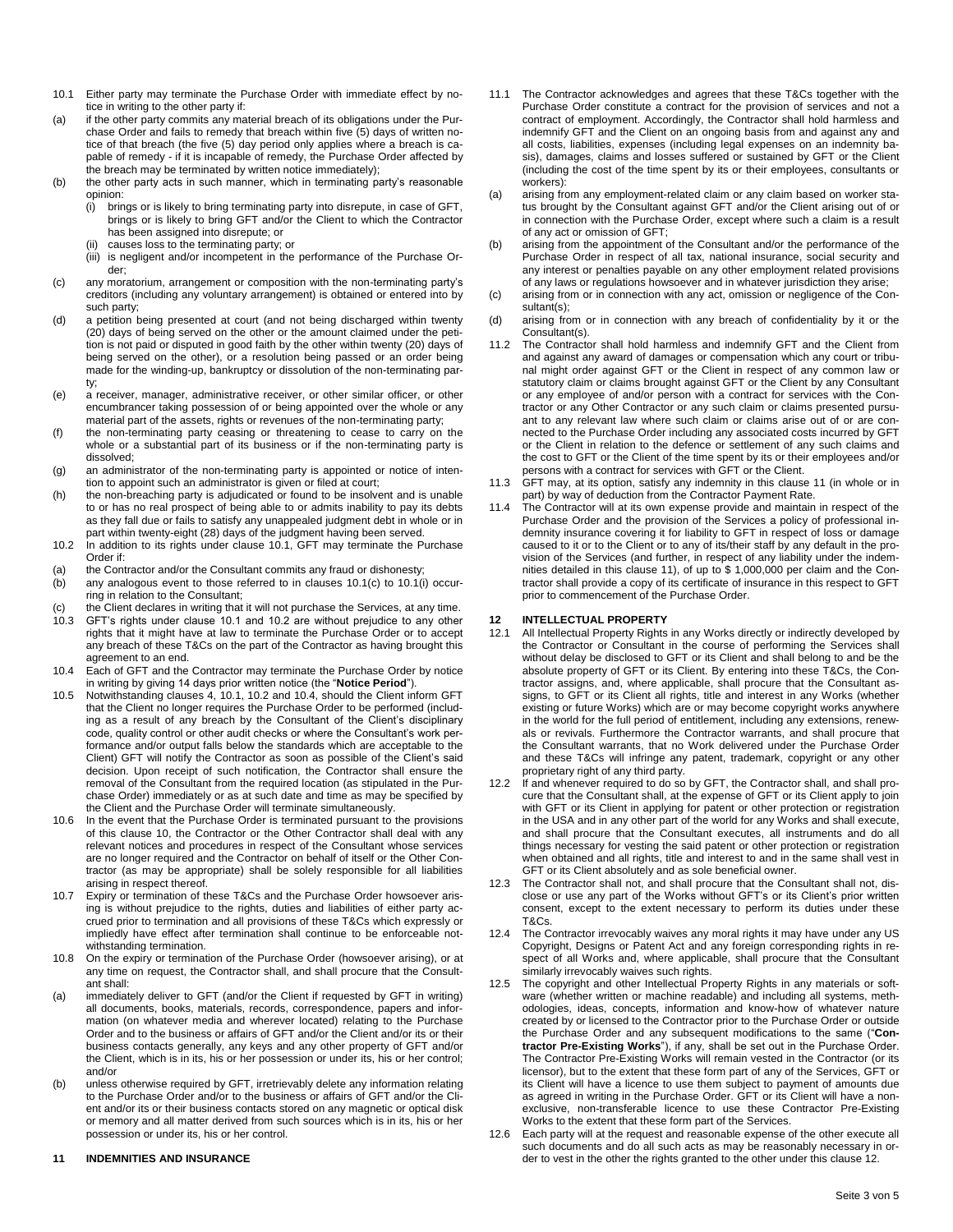10.1 Either party may terminate the Purchase Order with immediate effect by notice in writing to the other party if:

(a) if the other party commits any material breach of its obligations under the Purchase Order and fails to remedy that breach within five (5) days of written notice of that breach (the five (5) day period only applies where a breach is capable of remedy - if it is incapable of remedy, the Purchase Order affected by the breach may be terminated by written notice immediately);

(b) the other party acts in such manner, which in terminating party's reasonable opinion:

   (i) brings or is likely to bring terminating party into disrepute, in case of GFT, brings or is likely to bring GFT and/or the Client to which the Contractor has been assigned into disrepute; or

   (ii) causes loss to the terminating party; or

   (iii) is negligent and/or incompetent in the performance of the Purchase Order;

(c) any moratorium, arrangement or composition with the non-terminating party's creditors (including any voluntary arrangement) is obtained or entered into by such party;

(d) a petition being presented at court (and not being discharged within twenty (20) days of being served on the other or the amount claimed under the petition is not paid or disputed in good faith by the other within twenty (20) days of being served on the other), or a resolution being passed or an order being made for the winding-up, bankruptcy or dissolution of the non-terminating party;

(e) a receiver, manager, administrative receiver, or other similar officer, or other encumbrancer taking possession of or being appointed over the whole or any material part of the assets, rights or revenues of the non-terminating party;

(f) the non-terminating party ceasing or threatening to cease to carry on the whole or a substantial part of its business or if the non-terminating party is dissolved;

(g) an administrator of the non-terminating party is appointed or notice of intention to appoint such an administrator is given or filed at court;

(h) the non-breaching party is adjudicated or found to be insolvent and is unable to or has no real prospect of being able to or admits inability to pay its debts as they fall due or fails to satisfy any unappealed judgment debt in whole or in part within twenty-eight (28) days of the judgment having been served.

10.2 In addition to its rights under clause 10.1, GFT may terminate the Purchase Order if:

(a) the Contractor and/or the Consultant commits any fraud or dishonesty;

(b) any analogous event to those referred to in clauses 10.1(c) to 10.1(i) occurring in relation to the Consultant;

(c) the Client declares in writing that it will not purchase the Services, at any time.

10.3 GFT's rights under clause 10.1 and 10.2 are without prejudice to any other rights that it might have at law to terminate the Purchase Order or to accept any breach of these T&Cs on the part of the Contractor as having brought this agreement to an end.

10.4 Each of GFT and the Contractor may terminate the Purchase Order by notice in writing by giving 14 days prior written notice (the "**Notice Period**").

10.5 Notwithstanding clauses 4, 10.1, 10.2 and 10.4, should the Client inform GFT that the Client no longer requires the Purchase Order to be performed (including as a result of any breach by the Consultant of the Client's disciplinary code, quality control or other audit checks or where the Consultant's work performance and/or output falls below the standards which are acceptable to the Client) GFT will notify the Contractor as soon as possible of the Client's said decision. Upon receipt of such notification, the Contractor shall ensure the removal of the Consultant from the required location (as stipulated in the Purchase Order) immediately or as at such date and time as may be specified by the Client and the Purchase Order will terminate simultaneously.

10.6 In the event that the Purchase Order is terminated pursuant to the provisions of this clause 10, the Contractor or the Other Contractor shall deal with any relevant notices and procedures in respect of the Consultant whose services are no longer required and the Contractor on behalf of itself or the Other Contractor (as may be appropriate) shall be solely responsible for all liabilities arising in respect thereof.

10.7 Expiry or termination of these T&Cs and the Purchase Order howsoever arising is without prejudice to the rights, duties and liabilities of either party accrued prior to termination and all provisions of these T&Cs which expressly or impliedly have effect after termination shall continue to be enforceable notwithstanding termination.

10.8 On the expiry or termination of the Purchase Order (howsoever arising), or at any time on request, the Contractor shall, and shall procure that the Consultant shall:

(a) immediately deliver to GFT (and/or the Client if requested by GFT in writing) all documents, books, materials, records, correspondence, papers and information (on whatever media and wherever located) relating to the Purchase Order and to the business or affairs of GFT and/or the Client and/or its or their business contacts generally, any keys and any other property of GFT and/or the Client, which is in its, his or her possession or under its, his or her control; and/or

(b) unless otherwise required by GFT, irretrievably delete any information relating to the Purchase Order and/or to the business or affairs of GFT and/or the Client and/or its or their business contacts stored on any magnetic or optical disk or memory and all matter derived from such sources which is in its, his or her possession or under its, his or her control.

## 11 INDEMNITIES AND INSURANCE

11.1 The Contractor acknowledges and agrees that these T&Cs together with the Purchase Order constitute a contract for the provision of services and not a contract of employment. Accordingly, the Contractor shall hold harmless and indemnify GFT and the Client on an ongoing basis from and against any and all costs, liabilities, expenses (including legal expenses on an indemnity basis), damages, claims and losses suffered or sustained by GFT or the Client (including the cost of the time spent by its or their employees, consultants or workers):

(a) arising from any employment-related claim or any claim based on worker status brought by the Consultant against GFT and/or the Client arising out of or in connection with the Purchase Order, except where such a claim is a result of any act or omission of GFT;

(b) arising from the appointment of the Consultant and/or the performance of the Purchase Order in respect of all tax, national insurance, social security and any interest or penalties payable on any other employment related provisions of any laws or regulations howsoever and in whatever jurisdiction they arise;

(c) arising from or in connection with any act, omission or negligence of the Consultant(s);

(d) arising from or in connection with any breach of confidentiality by it or the Consultant(s).

11.2 The Contractor shall hold harmless and indemnify GFT and the Client from and against any award of damages or compensation which any court or tribunal might order against GFT or the Client in respect of any common law or statutory claim or claims brought against GFT or the Client by any Consultant or any employee of and/or person with a contract for services with the Contractor or any Other Contractor or any such claim or claims presented pursuant to any relevant law where such claim or claims arise out of or are connected to the Purchase Order including any associated costs incurred by GFT or the Client in relation to the defence or settlement of any such claims and the cost to GFT or the Client of the time spent by its or their employees and/or persons with a contract for services with GFT or the Client.

11.3 GFT may, at its option, satisfy any indemnity in this clause 11 (in whole or in part) by way of deduction from the Contractor Payment Rate.

11.4 The Contractor will at its own expense provide and maintain in respect of the Purchase Order and the provision of the Services a policy of professional indemnity insurance covering it for liability to GFT in respect of loss or damage caused to it or to the Client or to any of its/their staff by any default in the provision of the Services (and further, in respect of any liability under the indemnities detailed in this clause 11), of up to $ 1,000,000 per claim and the Contractor shall provide a copy of its certificate of insurance in this respect to GFT prior to commencement of the Purchase Order.

## 12 INTELLECTUAL PROPERTY

12.1 All Intellectual Property Rights in any Works directly or indirectly developed by the Contractor or Consultant in the course of performing the Services shall without delay be disclosed to GFT or its Client and shall belong to and be the absolute property of GFT or its Client. By entering into these T&Cs, the Contractor assigns, and, where applicable, shall procure that the Consultant assigns, to GFT or its Client all rights, title and interest in any Works (whether existing or future Works) which are or may become copyright works anywhere in the world for the full period of entitlement, including any extensions, renewals or revivals. Furthermore the Contractor warrants, and shall procure that the Consultant warrants, that no Work delivered under the Purchase Order and these T&Cs will infringe any patent, trademark, copyright or any other proprietary right of any third party.

12.2 If and whenever required to do so by GFT, the Contractor shall, and shall procure that the Consultant shall, at the expense of GFT or its Client apply to join with GFT or its Client in applying for patent or other protection or registration in the USA and in any other part of the world for any Works and shall execute, and shall procure that the Consultant executes, all instruments and do all things necessary for vesting the said patent or other protection or registration when obtained and all rights, title and interest to and in the same shall vest in GFT or its Client absolutely and as sole beneficial owner.

12.3 The Contractor shall not, and shall procure that the Consultant shall not, disclose or use any part of the Works without GFT's or its Client's prior written consent, except to the extent necessary to perform its duties under these T&Cs.

12.4 The Contractor irrevocably waives any moral rights it may have under any US Copyright, Designs or Patent Act and any foreign corresponding rights in respect of all Works and, where applicable, shall procure that the Consultant similarly irrevocably waives such rights.

12.5 The copyright and other Intellectual Property Rights in any materials or software (whether written or machine readable) and including all systems, methodologies, ideas, concepts, information and know-how of whatever nature created by or licensed to the Contractor prior to the Purchase Order or outside the Purchase Order and any subsequent modifications to the same ("**Contractor Pre-Existing Works**"), if any, shall be set out in the Purchase Order. The Contractor Pre-Existing Works will remain vested in the Contractor (or its licensor), but to the extent that these form part of any of the Services, GFT or its Client will have a licence to use them subject to payment of amounts due as agreed in writing in the Purchase Order. GFT or its Client will have a non-exclusive, non-transferable licence to use these Contractor Pre-Existing Works to the extent that these form part of the Services.

12.6 Each party will at the request and reasonable expense of the other execute all such documents and do all such acts as may be reasonably necessary in order to vest in the other the rights granted to the other under this clause 12.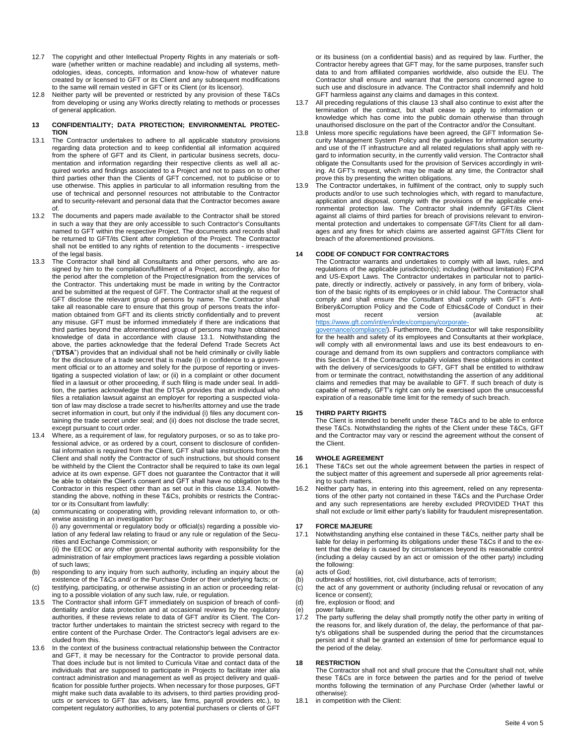12.7 The copyright and other Intellectual Property Rights in any materials or software (whether written or machine readable) and including all systems, methodologies, ideas, concepts, information and know-how of whatever nature created by or licensed to GFT or its Client and any subsequent modifications to the same will remain vested in GFT or its Client (or its licensor).

12.8 Neither party will be prevented or restricted by any provision of these T&Cs from developing or using any Works directly relating to methods or processes of general application.

## 13 CONFIDENTIALITY; DATA PROTECTION; ENVIRONMENTAL PROTECTION

13.1 The Contractor undertakes to adhere to all applicable statutory provisions regarding data protection and to keep confidential all information acquired from the sphere of GFT and its Client, in particular business secrets, documentation and information regarding their respective clients as well all acquired works and findings associated to a Project and not to pass on to other third parties other than the Clients of GFT concerned, not to publicise or to use otherwise. This applies in particular to all information resulting from the use of technical and personnel resources not attributable to the Contractor and to security-relevant and personal data that the Contractor becomes aware of.

13.2 The documents and papers made available to the Contractor shall be stored in such a way that they are only accessible to such Contractor's Consultants named to GFT within the respective Project. The documents and records shall be returned to GFT/its Client after completion of the Project. The Contractor shall not be entitled to any rights of retention to the documents - irrespective of the legal basis.

13.3 The Contractor shall bind all Consultants and other persons, who are assigned by him to the compilation/fulfilment of a Project, accordingly, also for the period after the completion of the Project/resignation from the services of the Contractor. This undertaking must be made in writing by the Contractor and be submitted at the request of GFT. The Contractor shall at the request of GFT disclose the relevant group of persons by name. The Contractor shall take all reasonable care to ensure that this group of persons treats the information obtained from GFT and its clients strictly confidentially and to prevent any misuse. GFT must be informed immediately if there are indications that third parties beyond the aforementioned group of persons may have obtained knowledge of data in accordance with clause 13.1. Notwithstanding the above, the parties acknowledge that the federal Defend Trade Secrets Act ("**DTSA**") provides that an individual shall not be held criminally or civilly liable for the disclosure of a trade secret that is made (i) in confidence to a government official or to an attorney and solely for the purpose of reporting or investigating a suspected violation of law; or (ii) in a complaint or other document filed in a lawsuit or other proceeding, if such filing is made under seal. In addition, the parties acknowledge that the DTSA provides that an individual who files a retaliation lawsuit against an employer for reporting a suspected violation of law may disclose a trade secret to his/her/its attorney and use the trade secret information in court, but only if the individual (i) files any document containing the trade secret under seal; and (ii) does not disclose the trade secret, except pursuant to court order.

13.4 Where, as a requirement of law, for regulatory purposes, or so as to take professional advice, or as ordered by a court, consent to disclosure of confidential information is required from the Client, GFT shall take instructions from the Client and shall notify the Contractor of such instructions, but should consent be withheld by the Client the Contractor shall be required to take its own legal advice at its own expense. GFT does not guarantee the Contractor that it will be able to obtain the Client's consent and GFT shall have no obligation to the Contractor in this respect other than as set out in this clause 13.4. Notwithstanding the above, nothing in these T&Cs, prohibits or restricts the Contractor or its Consultant from lawfully:

(a) communicating or cooperating with, providing relevant information to, or otherwise assisting in an investigation by:
(i) any governmental or regulatory body or official(s) regarding a possible violation of any federal law relating to fraud or any rule or regulation of the Securities and Exchange Commission; or
(ii) the EEOC or any other governmental authority with responsibility for the administration of fair employment practices laws regarding a possible violation of such laws;

(b) responding to any inquiry from such authority, including an inquiry about the existence of the T&Cs and/ or the Purchase Order or their underlying facts; or

(c) testifying, participating, or otherwise assisting in an action or proceeding relating to a possible violation of any such law, rule, or regulation.

13.5 The Contractor shall inform GFT immediately on suspicion of breach of confidentiality and/or data protection and at occasional reviews by the regulatory authorities, if these reviews relate to data of GFT and/or its Client. The Contractor further undertakes to maintain the strictest secrecy with regard to the entire content of the Purchase Order. The Contractor's legal advisers are excluded from this.

13.6 In the context of the business contractual relationship between the Contractor and GFT, it may be necessary for the Contractor to provide personal data. That does include but is not limited to Curricula Vitae and contact data of the individuals that are supposed to participate in Projects to facilitate inter alia contract administration and management as well as project delivery and qualification for possible further projects. When necessary for those purposes, GFT might make such data available to its advisers, to third parties providing products or services to GFT (tax advisers, law firms, payroll providers etc.), to competent regulatory authorities, to any potential purchasers or clients of GFT or its business (on a confidential basis) and as required by law. Further, the Contractor hereby agrees that GFT may, for the same purposes, transfer such data to and from affiliated companies worldwide, also outside the EU. The Contractor shall ensure and warrant that the persons concerned agree to such use and disclosure in advance. The Contractor shall indemnify and hold GFT harmless against any claims and damages in this context.

13.7 All preceding regulations of this clause 13 shall also continue to exist after the termination of the contract, but shall cease to apply to information or knowledge which has come into the public domain otherwise than through unauthorised disclosure on the part of the Contractor and/or the Consultant.

13.8 Unless more specific regulations have been agreed, the GFT Information Security Management System Policy and the guidelines for information security and use of the IT infrastructure and all related regulations shall apply with regard to information security, in the currently valid version. The Contractor shall obligate the Consultants used for the provision of Services accordingly in writing. At GFT's request, which may be made at any time, the Contractor shall prove this by presenting the written obligations.

13.9 The Contractor undertakes, in fulfilment of the contract, only to supply such products and/or to use such technologies which, with regard to manufacture, application and disposal, comply with the provisions of the applicable environmental protection law. The Contractor shall indemnify GFT/its Client against all claims of third parties for breach of provisions relevant to environmental protection and undertakes to compensate GFT/its Client for all damages and any fines for which claims are asserted against GFT/its Client for breach of the aforementioned provisions.

## 14 CODE OF CONDUCT FOR CONTRACTORS

The Contractor warrants and undertakes to comply with all laws, rules, and regulations of the applicable jurisdiction(s); including (without limitation) FCPA and US-Export Laws. The Contractor undertakes in particular not to participate, directly or indirectly, actively or passively, in any form of bribery, violation of the basic rights of its employees or in child labour. The Contractor shall comply and shall ensure the Consultant shall comply with GFT´s Anti-Bribery&Corruption Policy and the Code of Ethics&Code of Conduct in their most recent version (available at: https://www.gft.com/int/en/index/company/corporate-governance/compliance/). Furthermore, the Contractor will take responsibility for the health and safety of its employees and Consultants at their workplace, will comply with all environmental laws and use its best endeavours to encourage and demand from its own suppliers and contractors compliance with this Section 14. If the Contractor culpably violates these obligations in context with the delivery of services/goods to GFT, GFT shall be entitled to withdraw from or terminate the contract, notwithstanding the assertion of any additional claims and remedies that may be available to GFT. If such breach of duty is capable of remedy, GFT's right can only be exercised upon the unsuccessful expiration of a reasonable time limit for the remedy of such breach.

## 15 THIRD PARTY RIGHTS

The Client is intended to benefit under these T&Cs and to be able to enforce these T&Cs. Notwithstanding the rights of the Client under these T&Cs, GFT and the Contractor may vary or rescind the agreement without the consent of the Client.

## 16 WHOLE AGREEMENT

16.1 These T&Cs set out the whole agreement between the parties in respect of the subject matter of this agreement and supersede all prior agreements relating to such matters.

16.2 Neither party has, in entering into this agreement, relied on any representations of the other party not contained in these T&Cs and the Purchase Order and any such representations are hereby excluded PROVIDED THAT this shall not exclude or limit either party's liability for fraudulent misrepresentation.

## 17 FORCE MAJEURE

17.1 Notwithstanding anything else contained in these T&Cs, neither party shall be liable for delay in performing its obligations under these T&Cs if and to the extent that the delay is caused by circumstances beyond its reasonable control (including a delay caused by an act or omission of the other party) including the following:

(a) acts of God;
(b) outbreaks of hostilities, riot, civil disturbance, acts of terrorism;
(c) the act of any government or authority (including refusal or revocation of any licence or consent);
(d) fire, explosion or flood; and
(e) power failure.

17.2 The party suffering the delay shall promptly notify the other party in writing of the reasons for, and likely duration of, the delay, the performance of that party's obligations shall be suspended during the period that the circumstances persist and it shall be granted an extension of time for performance equal to the period of the delay.

## 18 RESTRICTION

The Contractor shall not and shall procure that the Consultant shall not, while these T&Cs are in force between the parties and for the period of twelve months following the termination of any Purchase Order (whether lawful or otherwise):

18.1 in competition with the Client: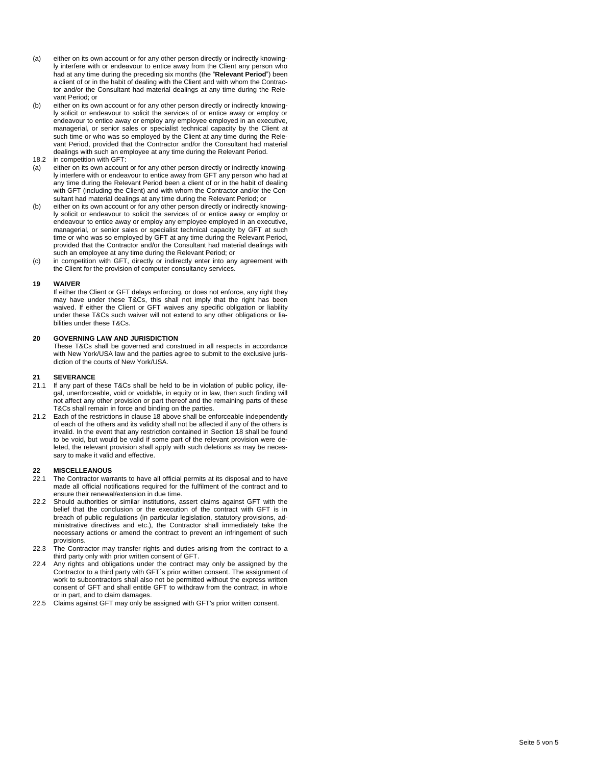(a) either on its own account or for any other person directly or indirectly knowingly interfere with or endeavour to entice away from the Client any person who had at any time during the preceding six months (the "**Relevant Period**") been a client of or in the habit of dealing with the Client and with whom the Contractor and/or the Consultant had material dealings at any time during the Relevant Period; or

(b) either on its own account or for any other person directly or indirectly knowingly solicit or endeavour to solicit the services of or entice away or employ or endeavour to entice away or employ any employee employed in an executive, managerial, or senior sales or specialist technical capacity by the Client at such time or who was so employed by the Client at any time during the Relevant Period, provided that the Contractor and/or the Consultant had material dealings with such an employee at any time during the Relevant Period.

18.2 in competition with GFT:

(a) either on its own account or for any other person directly or indirectly knowingly interfere with or endeavour to entice away from GFT any person who had at any time during the Relevant Period been a client of or in the habit of dealing with GFT (including the Client) and with whom the Contractor and/or the Consultant had material dealings at any time during the Relevant Period; or

(b) either on its own account or for any other person directly or indirectly knowingly solicit or endeavour to solicit the services of or entice away or employ or endeavour to entice away or employ any employee employed in an executive, managerial, or senior sales or specialist technical capacity by GFT at such time or who was so employed by GFT at any time during the Relevant Period, provided that the Contractor and/or the Consultant had material dealings with such an employee at any time during the Relevant Period; or

(c) in competition with GFT, directly or indirectly enter into any agreement with the Client for the provision of computer consultancy services.

## 19 WAIVER

If either the Client or GFT delays enforcing, or does not enforce, any right they may have under these T&Cs, this shall not imply that the right has been waived. If either the Client or GFT waives any specific obligation or liability under these T&Cs such waiver will not extend to any other obligations or liabilities under these T&Cs.

## 20 GOVERNING LAW AND JURISDICTION

These T&Cs shall be governed and construed in all respects in accordance with New York/USA law and the parties agree to submit to the exclusive jurisdiction of the courts of New York/USA.

## 21 SEVERANCE

21.1 If any part of these T&Cs shall be held to be in violation of public policy, illegal, unenforceable, void or voidable, in equity or in law, then such finding will not affect any other provision or part thereof and the remaining parts of these T&Cs shall remain in force and binding on the parties.

21.2 Each of the restrictions in clause 18 above shall be enforceable independently of each of the others and its validity shall not be affected if any of the others is invalid. In the event that any restriction contained in Section 18 shall be found to be void, but would be valid if some part of the relevant provision were deleted, the relevant provision shall apply with such deletions as may be necessary to make it valid and effective.

## 22 MISCELLANEOUS

22.1 The Contractor warrants to have all official permits at its disposal and to have made all official notifications required for the fulfilment of the contract and to ensure their renewal/extension in due time.

22.2 Should authorities or similar institutions, assert claims against GFT with the belief that the conclusion or the execution of the contract with GFT is in breach of public regulations (in particular legislation, statutory provisions, administrative directives and etc.), the Contractor shall immediately take the necessary actions or amend the contract to prevent an infringement of such provisions.

22.3 The Contractor may transfer rights and duties arising from the contract to a third party only with prior written consent of GFT.

22.4 Any rights and obligations under the contract may only be assigned by the Contractor to a third party with GFT´s prior written consent. The assignment of work to subcontractors shall also not be permitted without the express written consent of GFT and shall entitle GFT to withdraw from the contract, in whole or in part, and to claim damages.

22.5 Claims against GFT may only be assigned with GFT's prior written consent.